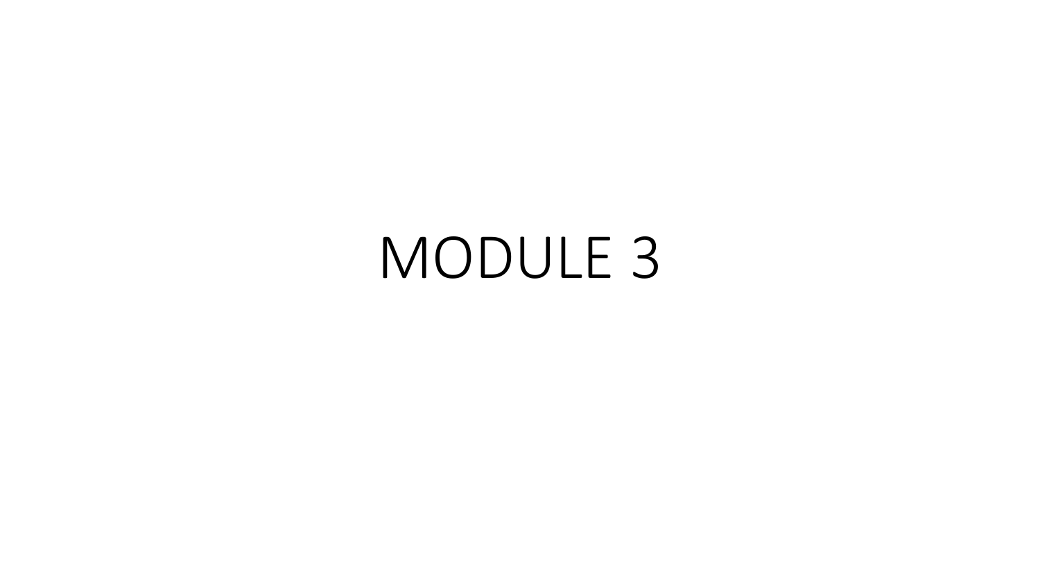# MODULE 3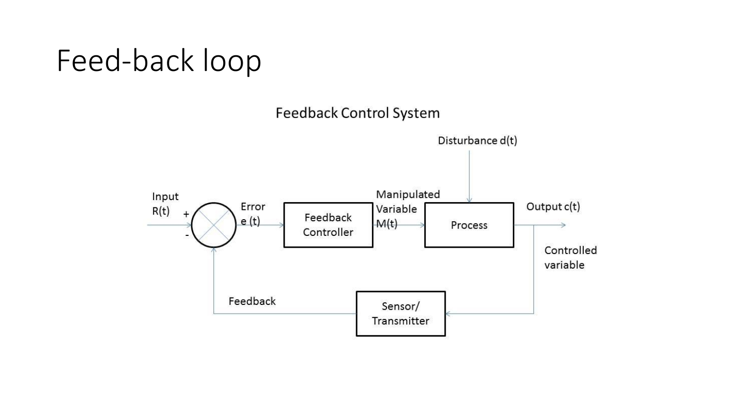# Feed-back loop

Feedback Control System

Disturbance d(t)

Input R(t)

+

-

Error e (t)

Feedback Controller

Manipulated Variable M(t)

Process

Output c(t)

Controlled variable

Sensor/ Transmitter

Feedback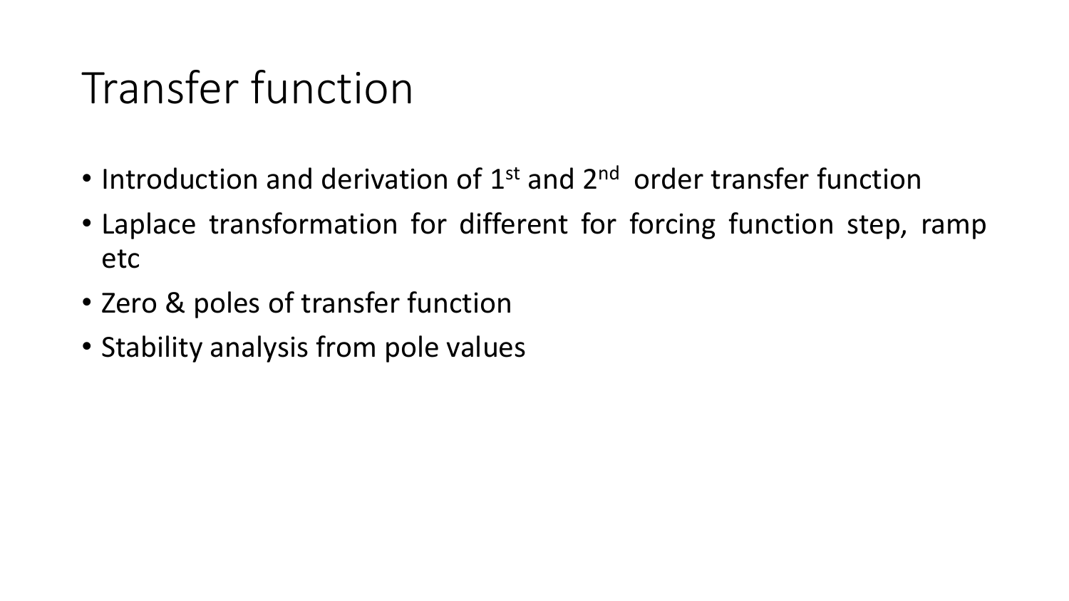# Transfer function

- Introduction and derivation of $1^{st}$ and $2^{nd}$ order transfer function
- Laplace transformation for different for forcing function step, ramp etc
- Zero & poles of transfer function
- Stability analysis from pole values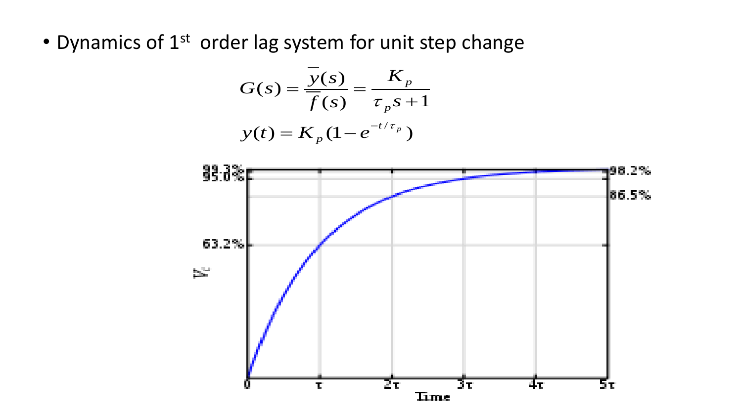- Dynamics of 1st order lag system for unit step change

$$G(s) = \frac{\overline{y}(s)}{\overline{f}(s)} = \frac{K_p}{\tau_p s + 1}$$

$$y(t) = K_p(1 - e^{-t/\tau_p})$$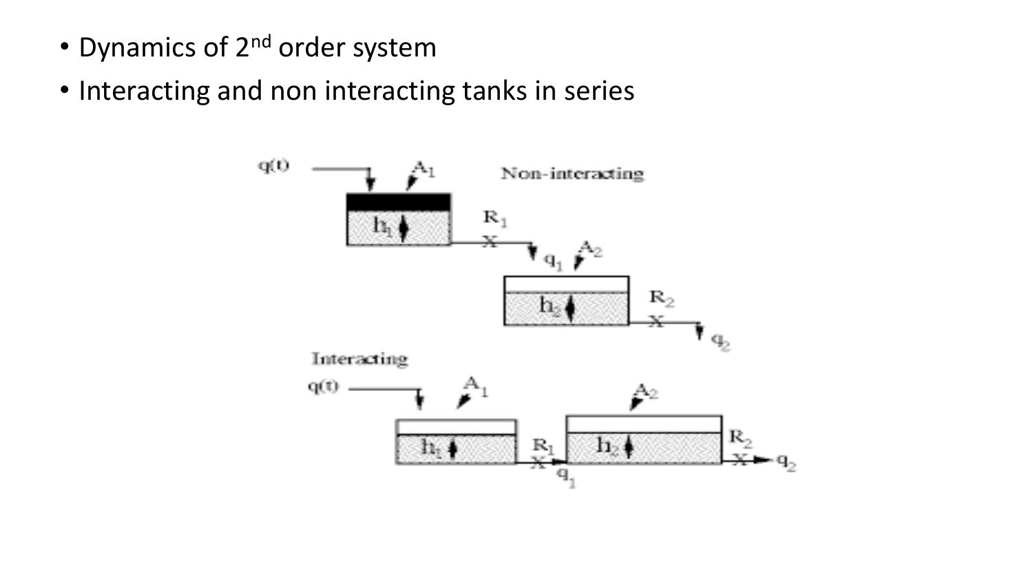- Dynamics of 2nd order system
- Interacting and non interacting tanks in series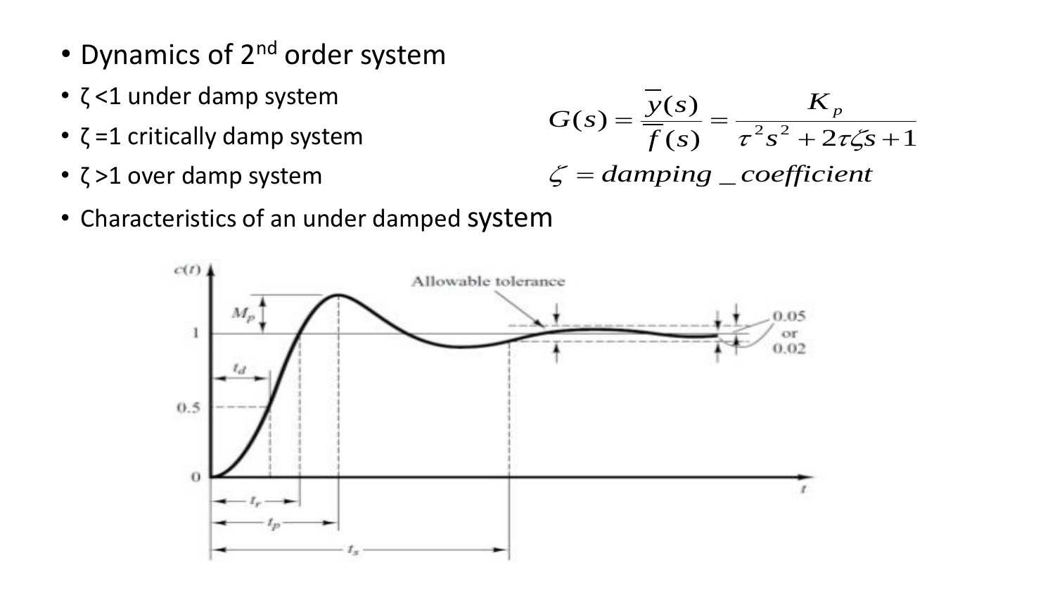- Dynamics of 2[nd] order system
- ζ <1 under damp system
- ζ =1 critically damp system
- ζ >1 over damp system

$$G(s) = \frac{\overline{y}(s)}{\overline{f}(s)} = \frac{K_p}{\tau^2 s^2 + 2\tau\zeta s + 1}$$

$$\zeta = damping\_coefficient$$

- Characteristics of an under damped system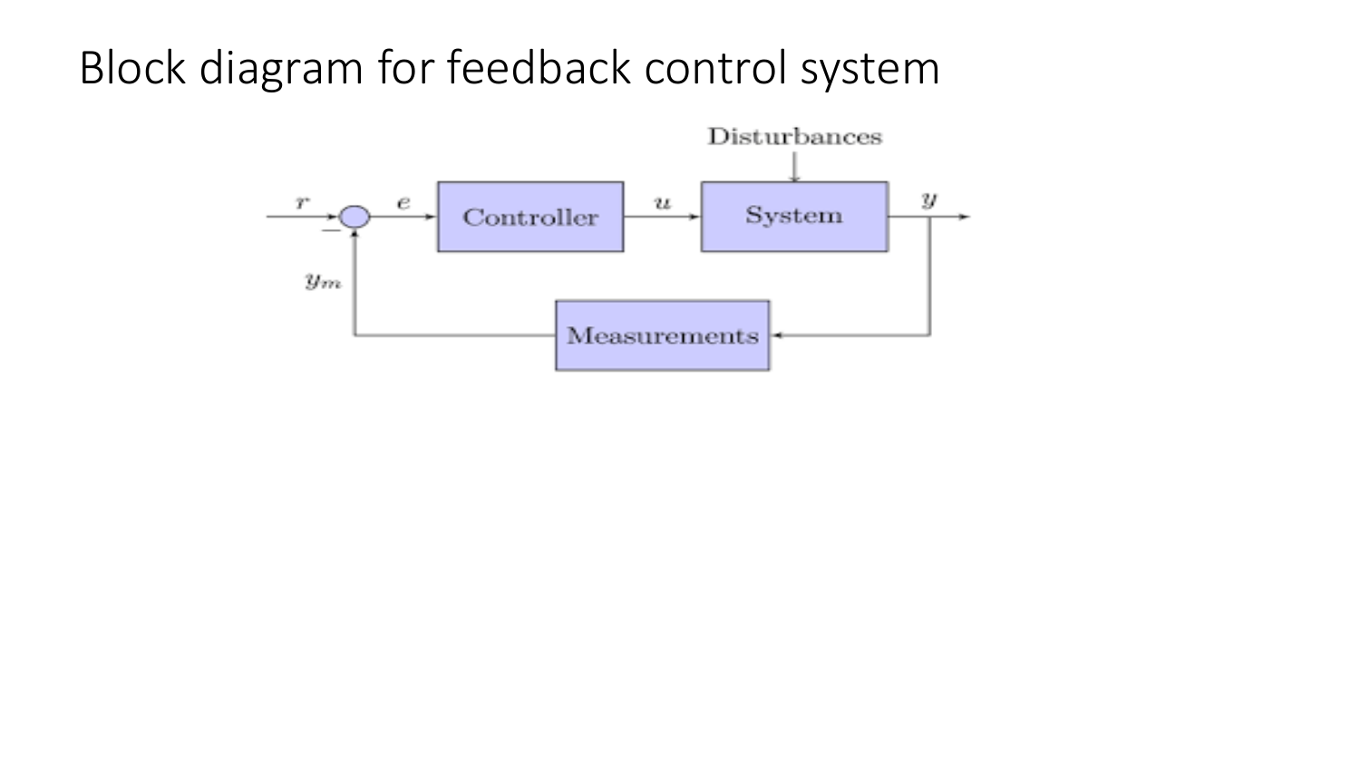# Block diagram for feedback control system

Disturbances

$r$ $e$ Controller $u$ System $y$

$-$

$y_m$

Measurements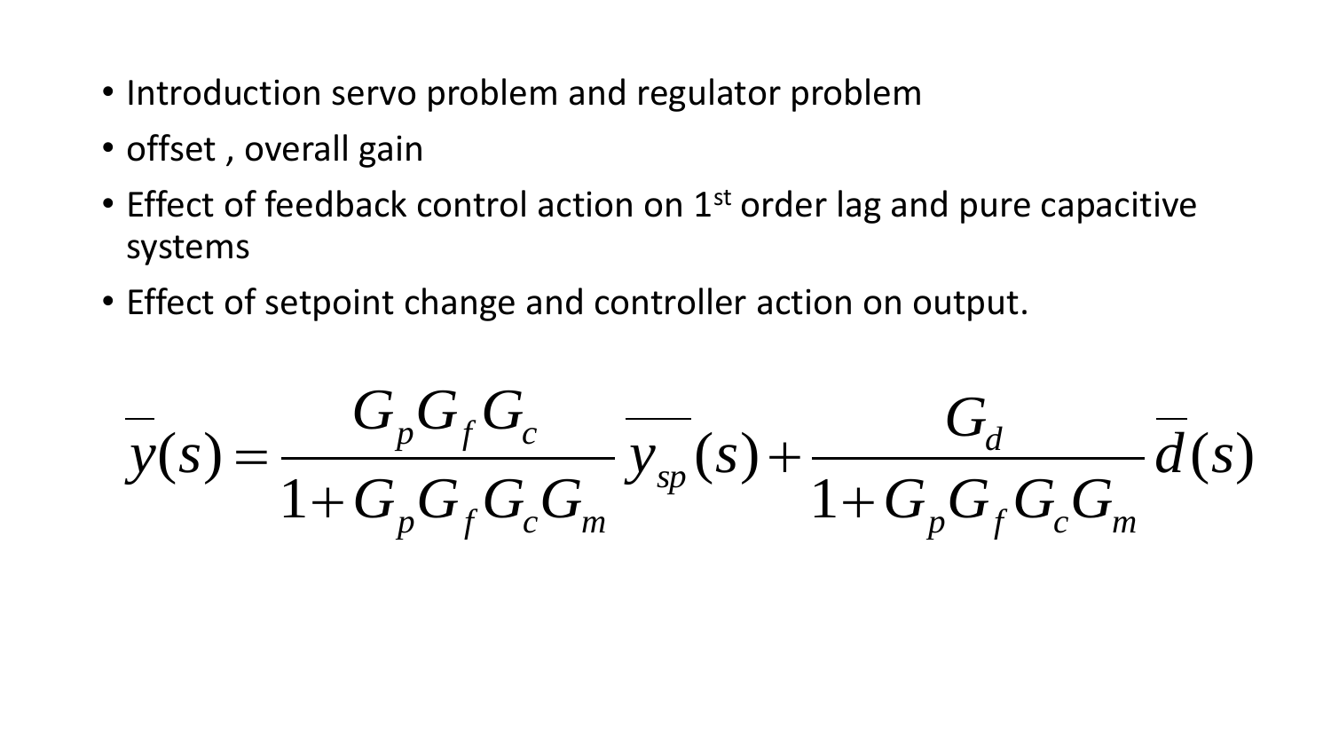- Introduction servo problem and regulator problem
- offset , overall gain
- Effect of feedback control action on 1st order lag and pure capacitive systems
- Effect of setpoint change and controller action on output.

$$\overline{y}(s) = \frac{G_p G_f G_c}{1 + G_p G_f G_c G_m} \overline{y_{sp}}(s) + \frac{G_d}{1 + G_p G_f G_c G_m} \overline{d}(s)$$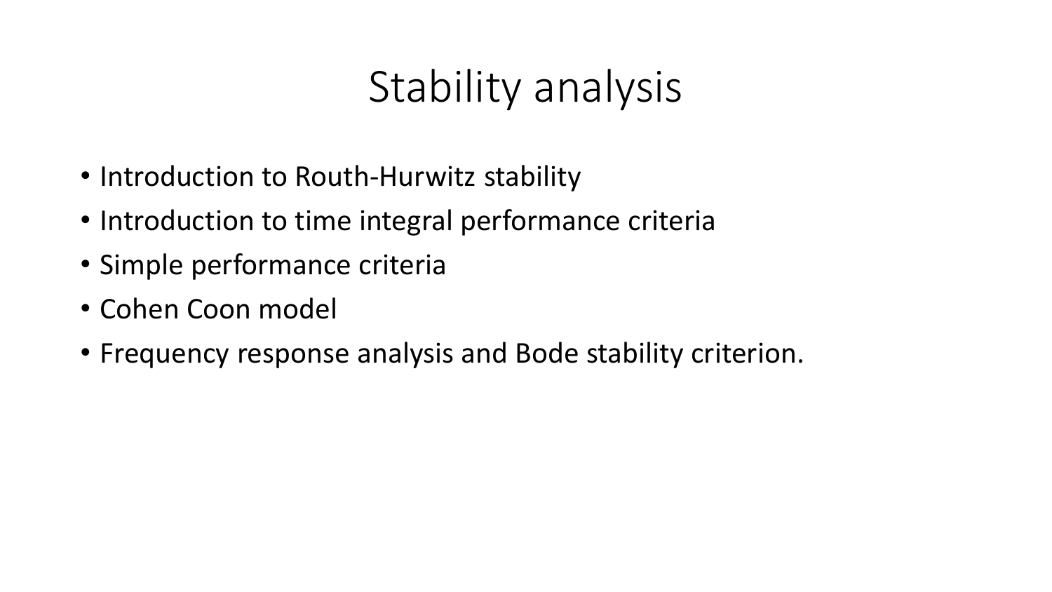# Stability analysis

- Introduction to Routh-Hurwitz stability
- Introduction to time integral performance criteria
- Simple performance criteria
- Cohen Coon model
- Frequency response analysis and Bode stability criterion.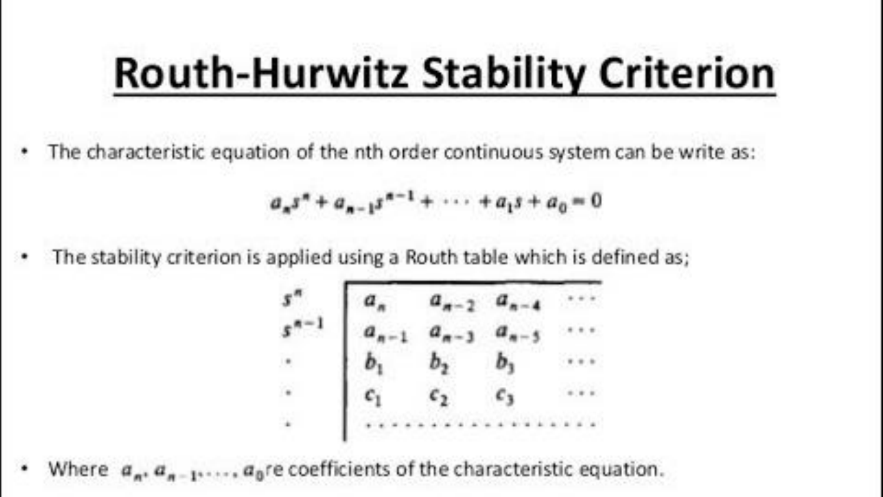# Routh-Hurwitz Stability Criterion

- The characteristic equation of the nth order continuous system can be write as:

$$a_n s^n + a_{n-1} s^{n-1} + \cdots + a_1 s + a_0 = 0$$

- The stability criterion is applied using a Routh table which is defined as;

$$
\begin{array}{c|cccc}
s^n & a_n & a_{n-2} & a_{n-4} & \cdots \\
s^{n-1} & a_{n-1} & a_{n-3} & a_{n-5} & \cdots \\
\cdot & b_1 & b_2 & b_3 & \cdots \\
\cdot & c_1 & c_2 & c_3 & \cdots \\
\cdot & \cdots & \cdots & \cdots & \cdots
\end{array}
$$

- Where $a_n, a_{n-1}, \ldots, a_0$ are coefficients of the characteristic equation.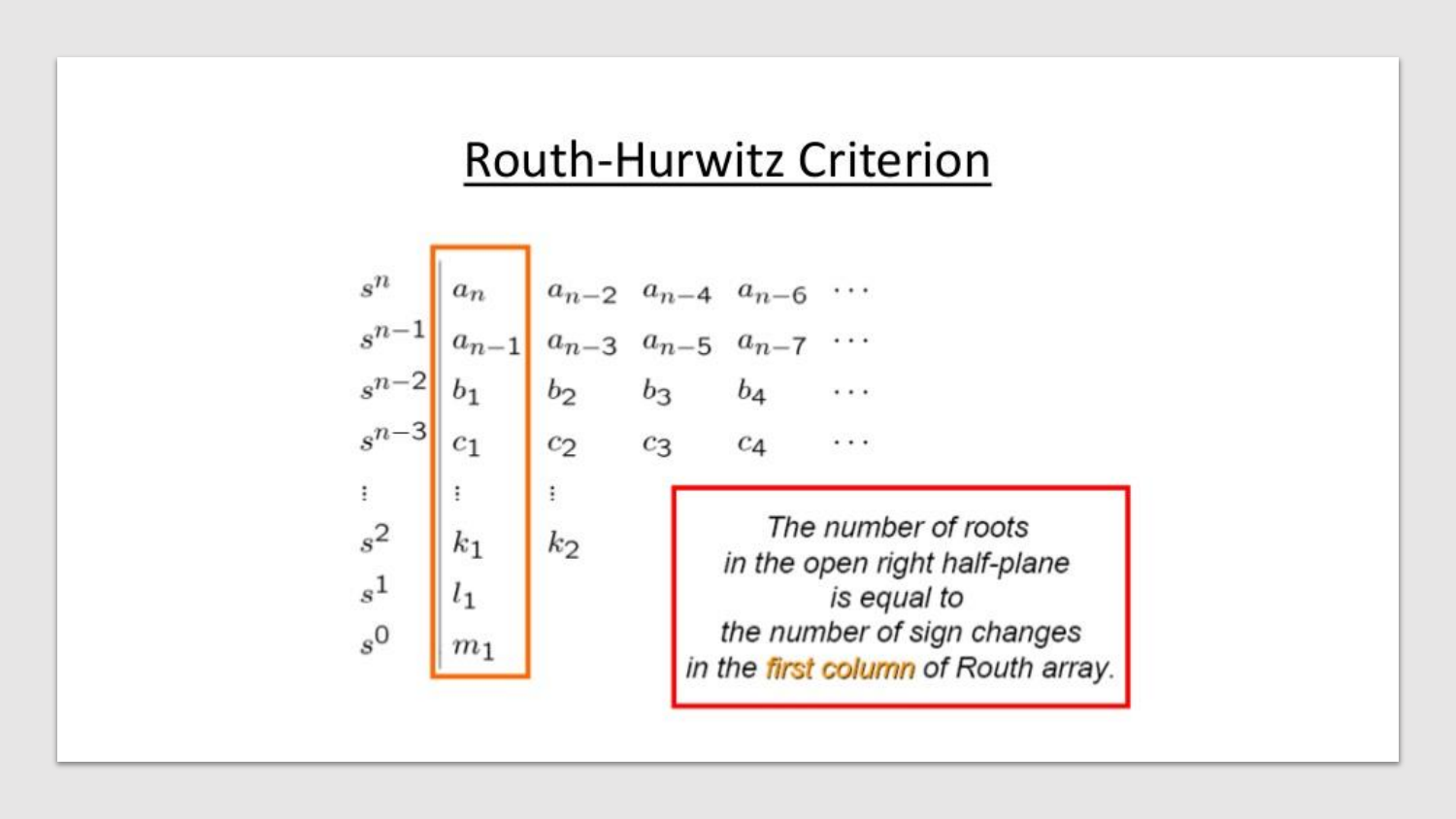# Routh-Hurwitz Criterion

$$
\begin{array}{l|lllll}
s^n & a_n & a_{n-2} & a_{n-4} & a_{n-6} & \cdots \\
s^{n-1} & a_{n-1} & a_{n-3} & a_{n-5} & a_{n-7} & \cdots \\
s^{n-2} & b_1 & b_2 & b_3 & b_4 & \cdots \\
s^{n-3} & c_1 & c_2 & c_3 & c_4 & \cdots \\
\vdots & \vdots & \vdots & & & \\
s^2 & k_1 & k_2 & & & \\
s^1 & l_1 & & & & \\
s^0 & m_1 & & & &
\end{array}
$$

*The number of roots in the open right half-plane is equal to the number of sign changes in the **first column** of Routh array.*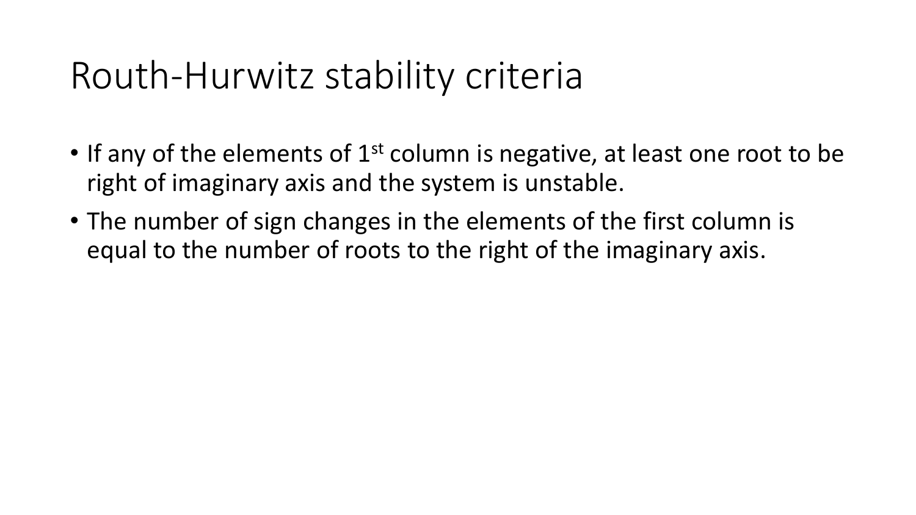# Routh-Hurwitz stability criteria

- If any of the elements of $1^{st}$ column is negative, at least one root to be right of imaginary axis and the system is unstable.
- The number of sign changes in the elements of the first column is equal to the number of roots to the right of the imaginary axis.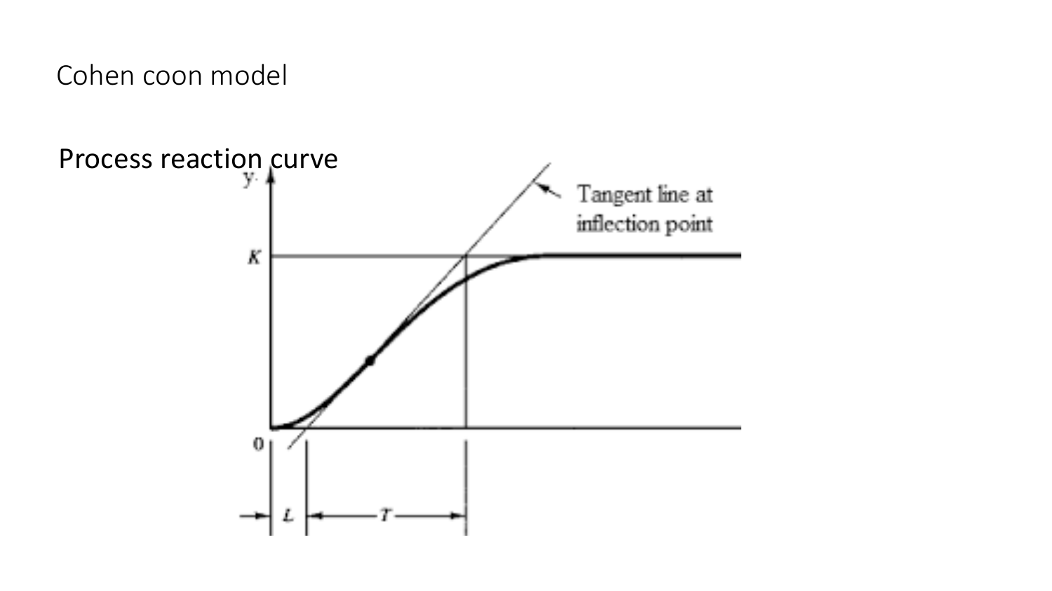Cohen coon model

Process reaction curve

y

K

0

L

T

Tangent line at inflection point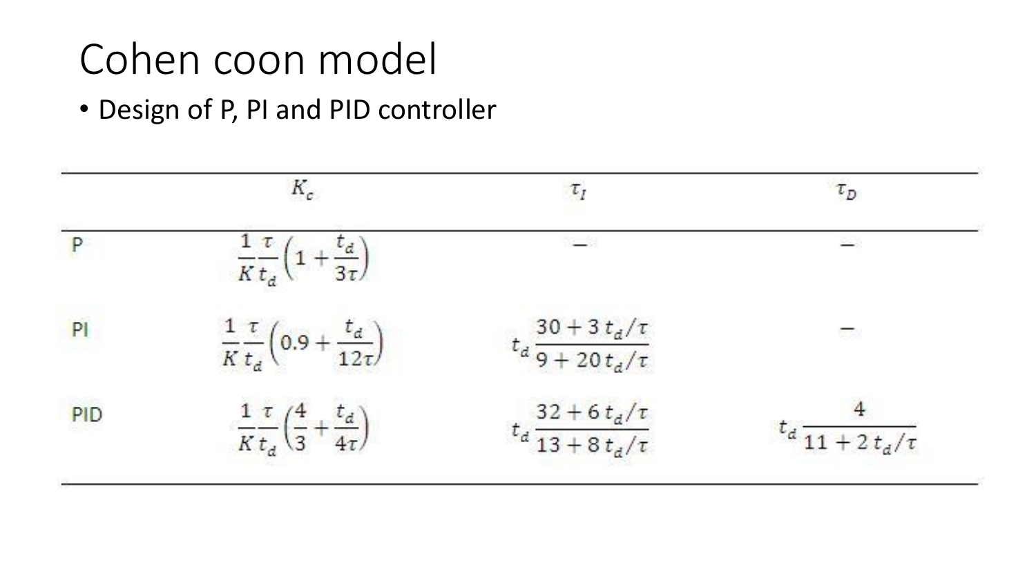# Cohen coon model

- Design of P, PI and PID controller

| | $K_c$ | $\tau_I$ | $\tau_D$ |
|---|---|---|---|
| P | $\dfrac{1}{K}\dfrac{\tau}{t_d}\left(1+\dfrac{t_d}{3\tau}\right)$ | – | – |
| PI | $\dfrac{1}{K}\dfrac{\tau}{t_d}\left(0.9+\dfrac{t_d}{12\tau}\right)$ | $t_d\dfrac{30+3\,t_d/\tau}{9+20\,t_d/\tau}$ | – |
| PID | $\dfrac{1}{K}\dfrac{\tau}{t_d}\left(\dfrac{4}{3}+\dfrac{t_d}{4\tau}\right)$ | $t_d\dfrac{32+6\,t_d/\tau}{13+8\,t_d/\tau}$ | $t_d\dfrac{4}{11+2\,t_d/\tau}$ |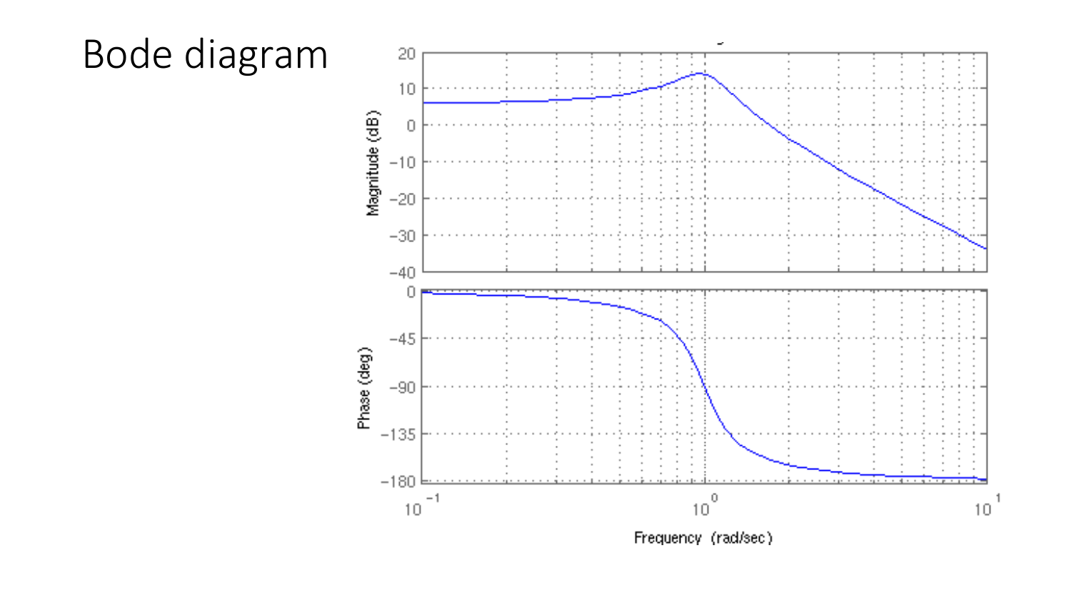# Bode diagram

Magnitude (dB)

20
10
0
−10
−20
−30
−40

Phase (deg)

0
−45
−90
−135
−180

$10^{-1}$
$10^{0}$
$10^{1}$

Frequency (rad/sec)